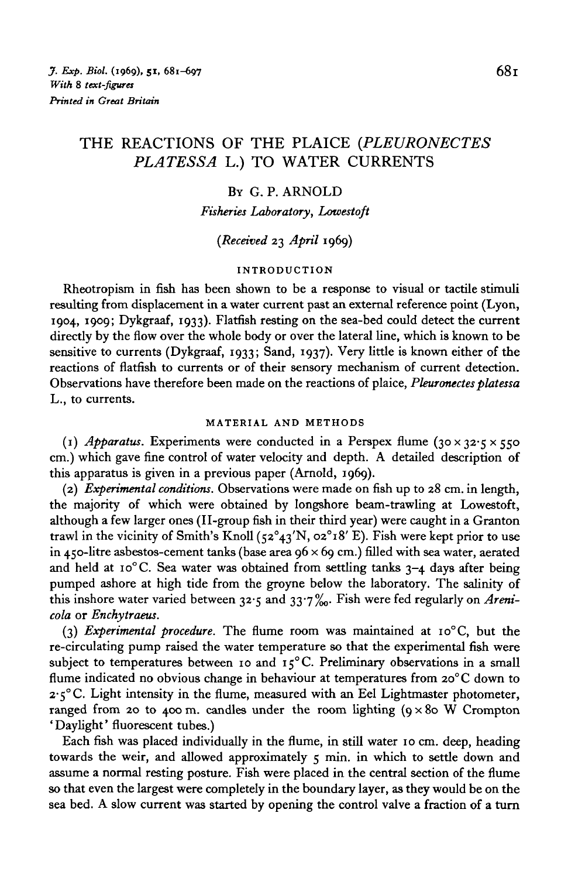# THE REACTIONS OF THE PLAICE (*PLEURONECTES PLATESSA* L.) TO WATER CURRENTS

By G. P. ARNOLD

*Fisheries Laboratory, Lowestoft*

*(Received 23 April 1969)*

## INTRODUCTION

Rheotropism in fish has been shown to be a response to visual or tactile stimuli resulting from displacement in a water current past an external reference point (Lyon, 1904, 1909; Dykgraaf, 1933). Flatfish resting on the sea-bed could detect the current directly by the flow over the whole body or over the lateral line, which is known to be sensitive to currents (Dykgraaf, 1933; Sand, 1937). Very little is known either of the reactions of flatfish to currents or of their sensory mechanism of current detection. Observations have therefore been made on the reactions of plaice, *Pleuronectes platessa* L., to currents.

## MATERIAL AND METHODS

(1) *Apparatus.* Experiments were conducted in a Perspex flume (30 × 32·5 × 550 cm.) which gave fine control of water velocity and depth. A detailed description of this apparatus is given in a previous paper (Arnold, 1969).

(2) *Experimental conditions.* Observations were made on fish up to 28 cm. in length, the majority of which were obtained by longshore beam-trawling at Lowestoft, although a few larger ones (II-group fish in their third year) were caught in a Granton trawl in the vicinity of Smith's Knoll (52°43′N, 02°18′ E). Fish were kept prior to use in 450-litre asbestos-cement tanks (base area 96 × 69 cm.) filled with sea water, aerated and held at 10° C. Sea water was obtained from settling tanks 3–4 days after being pumped ashore at high tide from the groyne below the laboratory. The salinity of this inshore water varied between 32·5 and 33·7 ‰. Fish were fed regularly on *Arenicola* or *Enchytraeus*.

(3) *Experimental procedure.* The flume room was maintained at 10° C, but the re-circulating pump raised the water temperature so that the experimental fish were subject to temperatures between 10 and 15° C. Preliminary observations in a small flume indicated no obvious change in behaviour at temperatures from 20° C down to 2·5° C. Light intensity in the flume, measured with an Eel Lightmaster photometer, ranged from 20 to 400 m. candles under the room lighting (9 × 80 W Crompton 'Daylight' fluorescent tubes.)

Each fish was placed individually in the flume, in still water 10 cm. deep, heading towards the weir, and allowed approximately 5 min. in which to settle down and assume a normal resting posture. Fish were placed in the central section of the flume so that even the largest were completely in the boundary layer, as they would be on the sea bed. A slow current was started by opening the control valve a fraction of a turn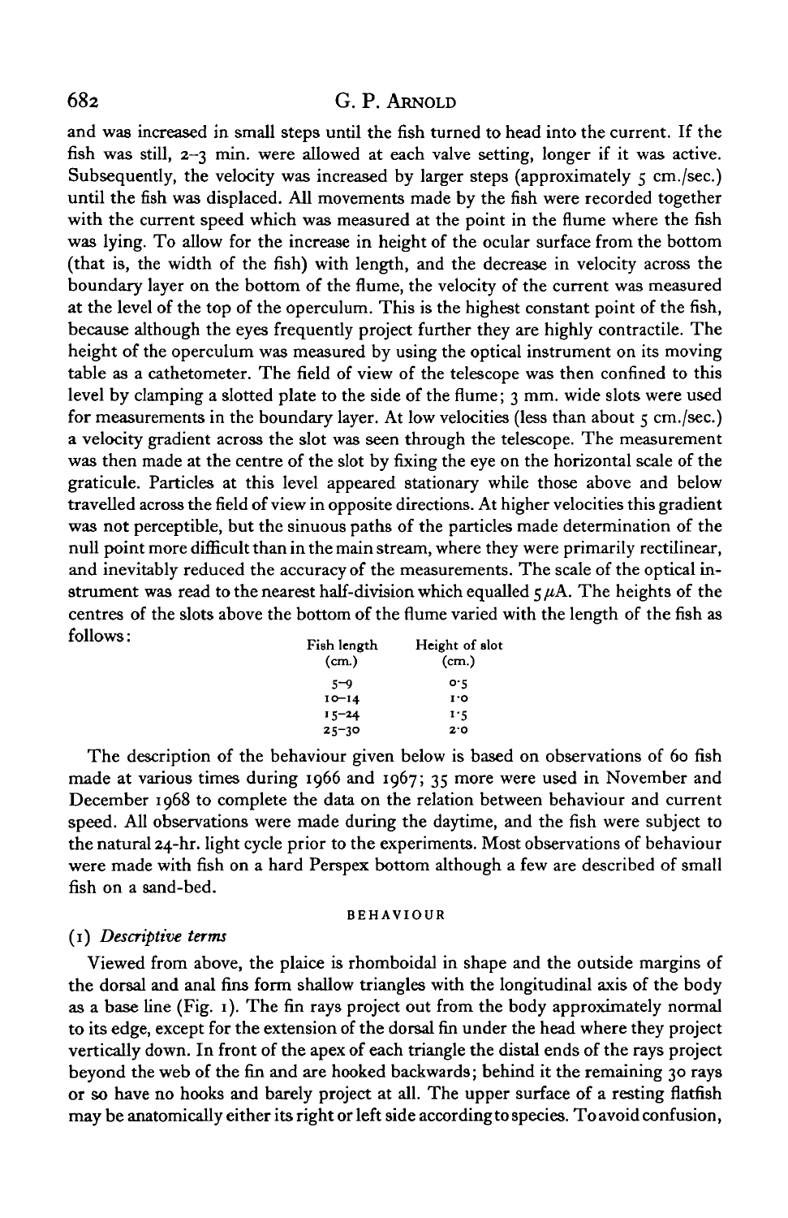and was increased in small steps until the fish turned to head into the current. If the fish was still, 2–3 min. were allowed at each valve setting, longer if it was active. Subsequently, the velocity was increased by larger steps (approximately 5 cm./sec.) until the fish was displaced. All movements made by the fish were recorded together with the current speed which was measured at the point in the flume where the fish was lying. To allow for the increase in height of the ocular surface from the bottom (that is, the width of the fish) with length, and the decrease in velocity across the boundary layer on the bottom of the flume, the velocity of the current was measured at the level of the top of the operculum. This is the highest constant point of the fish, because although the eyes frequently project further they are highly contractile. The height of the operculum was measured by using the optical instrument on its moving table as a cathetometer. The field of view of the telescope was then confined to this level by clamping a slotted plate to the side of the flume; 3 mm. wide slots were used for measurements in the boundary layer. At low velocities (less than about 5 cm./sec.) a velocity gradient across the slot was seen through the telescope. The measurement was then made at the centre of the slot by fixing the eye on the horizontal scale of the graticule. Particles at this level appeared stationary while those above and below travelled across the field of view in opposite directions. At higher velocities this gradient was not perceptible, but the sinuous paths of the particles made determination of the null point more difficult than in the main stream, where they were primarily rectilinear, and inevitably reduced the accuracy of the measurements. The scale of the optical instrument was read to the nearest half-division which equalled 5 $\mu$A. The heights of the centres of the slots above the bottom of the flume varied with the length of the fish as follows:

| Fish length (cm.) | Height of slot (cm.) |
|---|---|
| 5–9 | 0·5 |
| 10–14 | 1·0 |
| 15–24 | 1·5 |
| 25–30 | 2·0 |

The description of the behaviour given below is based on observations of 60 fish made at various times during 1966 and 1967; 35 more were used in November and December 1968 to complete the data on the relation between behaviour and current speed. All observations were made during the daytime, and the fish were subject to the natural 24-hr. light cycle prior to the experiments. Most observations of behaviour were made with fish on a hard Perspex bottom although a few are described of small fish on a sand-bed.

## BEHAVIOUR

### (1) *Descriptive terms*

Viewed from above, the plaice is rhomboidal in shape and the outside margins of the dorsal and anal fins form shallow triangles with the longitudinal axis of the body as a base line (Fig. 1). The fin rays project out from the body approximately normal to its edge, except for the extension of the dorsal fin under the head where they project vertically down. In front of the apex of each triangle the distal ends of the rays project beyond the web of the fin and are hooked backwards; behind it the remaining 30 rays or so have no hooks and barely project at all. The upper surface of a resting flatfish may be anatomically either its right or left side according to species. To avoid confusion,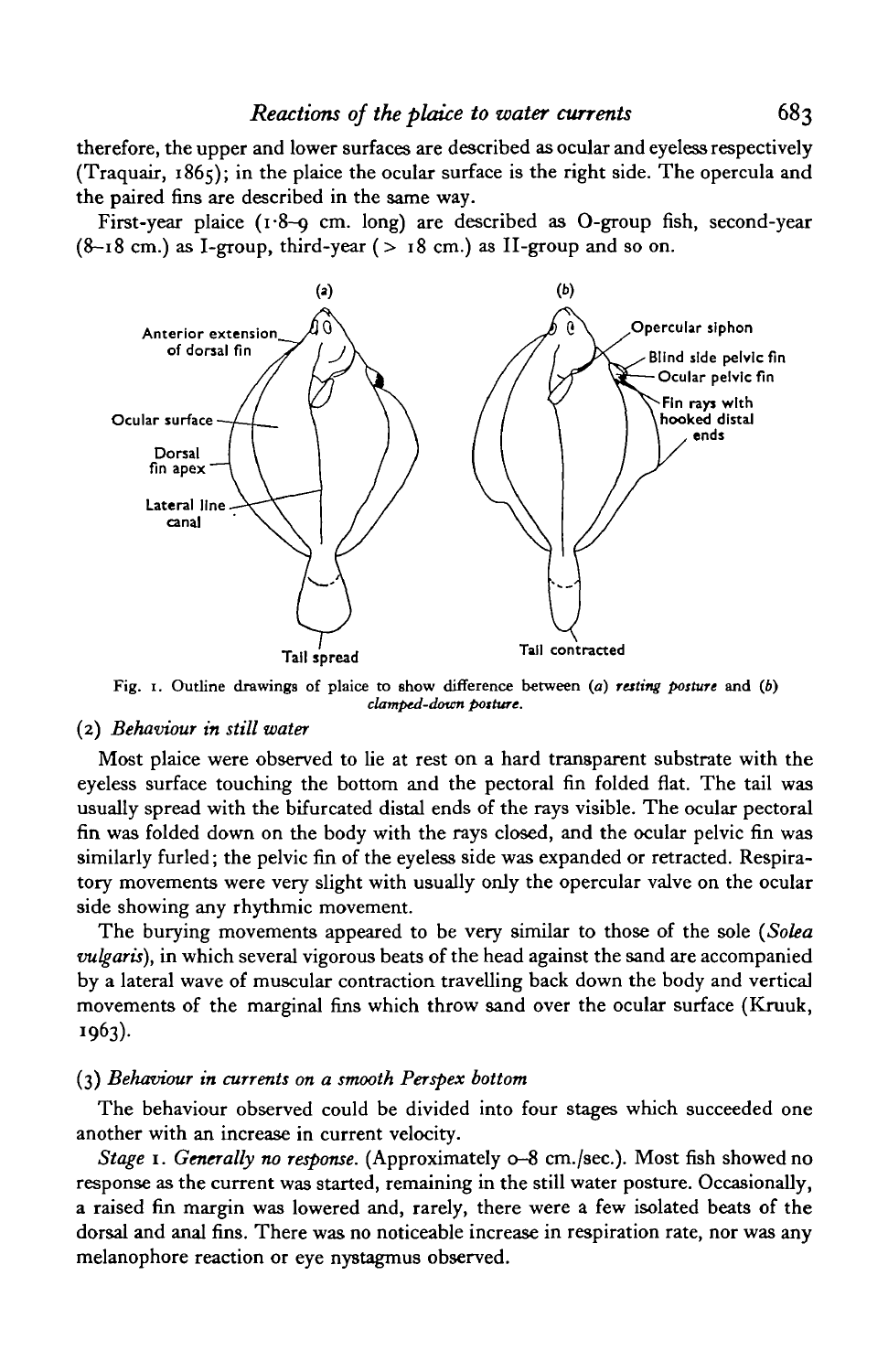therefore, the upper and lower surfaces are described as ocular and eyeless respectively (Traquair, 1865); in the plaice the ocular surface is the right side. The opercula and the paired fins are described in the same way.

First-year plaice (1·8–9 cm. long) are described as O-group fish, second-year (8–18 cm.) as I-group, third-year (> 18 cm.) as II-group and so on.

Fig. 1. Outline drawings of plaice to show difference between (*a*) ***resting posture*** and (*b*) ***clamped-down posture***.

### (2) *Behaviour in still water*

Most plaice were observed to lie at rest on a hard transparent substrate with the eyeless surface touching the bottom and the pectoral fin folded flat. The tail was usually spread with the bifurcated distal ends of the rays visible. The ocular pectoral fin was folded down on the body with the rays closed, and the ocular pelvic fin was similarly furled; the pelvic fin of the eyeless side was expanded or retracted. Respiratory movements were very slight with usually only the opercular valve on the ocular side showing any rhythmic movement.

The burying movements appeared to be very similar to those of the sole (*Solea vulgaris*), in which several vigorous beats of the head against the sand are accompanied by a lateral wave of muscular contraction travelling back down the body and vertical movements of the marginal fins which throw sand over the ocular surface (Kruuk, 1963).

### (3) *Behaviour in currents on a smooth Perspex bottom*

The behaviour observed could be divided into four stages which succeeded one another with an increase in current velocity.

*Stage* 1. *Generally no response*. (Approximately 0–8 cm./sec.). Most fish showed no response as the current was started, remaining in the still water posture. Occasionally, a raised fin margin was lowered and, rarely, there were a few isolated beats of the dorsal and anal fins. There was no noticeable increase in respiration rate, nor was any melanophore reaction or eye nystagmus observed.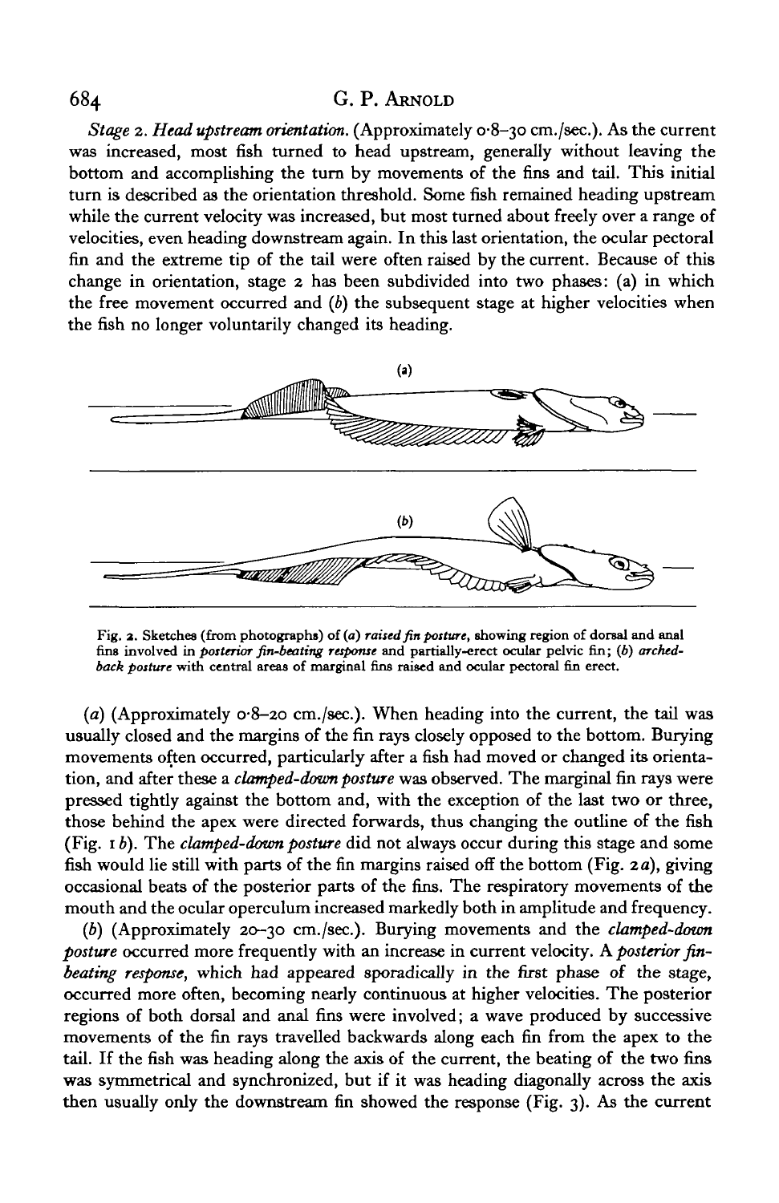*Stage 2. Head upstream orientation.* (Approximately 0·8–30 cm./sec.). As the current was increased, most fish turned to head upstream, generally without leaving the bottom and accomplishing the turn by movements of the fins and tail. This initial turn is described as the orientation threshold. Some fish remained heading upstream while the current velocity was increased, but most turned about freely over a range of velocities, even heading downstream again. In this last orientation, the ocular pectoral fin and the extreme tip of the tail were often raised by the current. Because of this change in orientation, stage 2 has been subdivided into two phases: (a) in which the free movement occurred and (b) the subsequent stage at higher velocities when the fish no longer voluntarily changed its heading.

Fig. 2. Sketches (from photographs) of (a) *raised fin posture*, showing region of dorsal and anal fins involved in *posterior fin-beating response* and partially-erect ocular pelvic fin; (b) *arched-back posture* with central areas of marginal fins raised and ocular pectoral fin erect.

(a) (Approximately 0·8–20 cm./sec.). When heading into the current, the tail was usually closed and the margins of the fin rays closely opposed to the bottom. Burying movements often occurred, particularly after a fish had moved or changed its orientation, and after these a *clamped-down posture* was observed. The marginal fin rays were pressed tightly against the bottom and, with the exception of the last two or three, those behind the apex were directed forwards, thus changing the outline of the fish (Fig. 1 b). The *clamped-down posture* did not always occur during this stage and some fish would lie still with parts of the fin margins raised off the bottom (Fig. 2a), giving occasional beats of the posterior parts of the fins. The respiratory movements of the mouth and the ocular operculum increased markedly both in amplitude and frequency.

(b) (Approximately 20–30 cm./sec.). Burying movements and the *clamped-down posture* occurred more frequently with an increase in current velocity. A *posterior fin-beating response*, which had appeared sporadically in the first phase of the stage, occurred more often, becoming nearly continuous at higher velocities. The posterior regions of both dorsal and anal fins were involved; a wave produced by successive movements of the fin rays travelled backwards along each fin from the apex to the tail. If the fish was heading along the axis of the current, the beating of the two fins was symmetrical and synchronized, but if it was heading diagonally across the axis then usually only the downstream fin showed the response (Fig. 3). As the current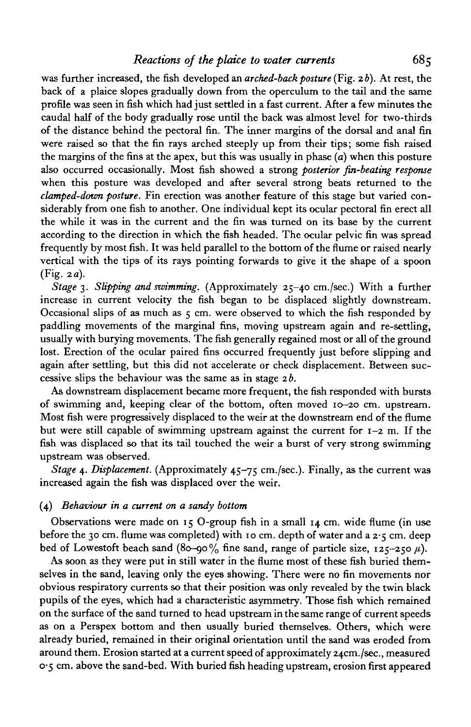was further increased, the fish developed an *arched-back posture* (Fig. 2*b*). At rest, the back of a plaice slopes gradually down from the operculum to the tail and the same profile was seen in fish which had just settled in a fast current. After a few minutes the caudal half of the body gradually rose until the back was almost level for two-thirds of the distance behind the pectoral fin. The inner margins of the dorsal and anal fin were raised so that the fin rays arched steeply up from their tips; some fish raised the margins of the fins at the apex, but this was usually in phase (*a*) when this posture also occurred occasionally. Most fish showed a strong *posterior fin-beating response* when this posture was developed and after several strong beats returned to the *clamped-down posture*. Fin erection was another feature of this stage but varied considerably from one fish to another. One individual kept its ocular pectoral fin erect all the while it was in the current and the fin was turned on its base by the current according to the direction in which the fish headed. The ocular pelvic fin was spread frequently by most fish. It was held parallel to the bottom of the flume or raised nearly vertical with the tips of its rays pointing forwards to give it the shape of a spoon (Fig. 2*a*).

*Stage* 3. *Slipping and swimming.* (Approximately 25–40 cm./sec.) With a further increase in current velocity the fish began to be displaced slightly downstream. Occasional slips of as much as 5 cm. were observed to which the fish responded by paddling movements of the marginal fins, moving upstream again and re-settling, usually with burying movements. The fish generally regained most or all of the ground lost. Erection of the ocular paired fins occurred frequently just before slipping and again after settling, but this did not accelerate or check displacement. Between successive slips the behaviour was the same as in stage 2*b*.

As downstream displacement became more frequent, the fish responded with bursts of swimming and, keeping clear of the bottom, often moved 10–20 cm. upstream. Most fish were progressively displaced to the weir at the downstream end of the flume but were still capable of swimming upstream against the current for 1–2 m. If the fish was displaced so that its tail touched the weir a burst of very strong swimming upstream was observed.

*Stage* 4. *Displacement.* (Approximately 45–75 cm./sec.). Finally, as the current was increased again the fish was displaced over the weir.

### (4) *Behaviour in a current on a sandy bottom*

Observations were made on 15 O-group fish in a small 14 cm. wide flume (in use before the 30 cm. flume was completed) with 10 cm. depth of water and a 2·5 cm. deep bed of Lowestoft beach sand (80–90% fine sand, range of particle size, 125–250 $\mu$).

As soon as they were put in still water in the flume most of these fish buried themselves in the sand, leaving only the eyes showing. There were no fin movements nor obvious respiratory currents so that their position was only revealed by the twin black pupils of the eyes, which had a characteristic asymmetry. Those fish which remained on the surface of the sand turned to head upstream in the same range of current speeds as on a Perspex bottom and then usually buried themselves. Others, which were already buried, remained in their original orientation until the sand was eroded from around them. Erosion started at a current speed of approximately 24cm./sec., measured 0·5 cm. above the sand-bed. With buried fish heading upstream, erosion first appeared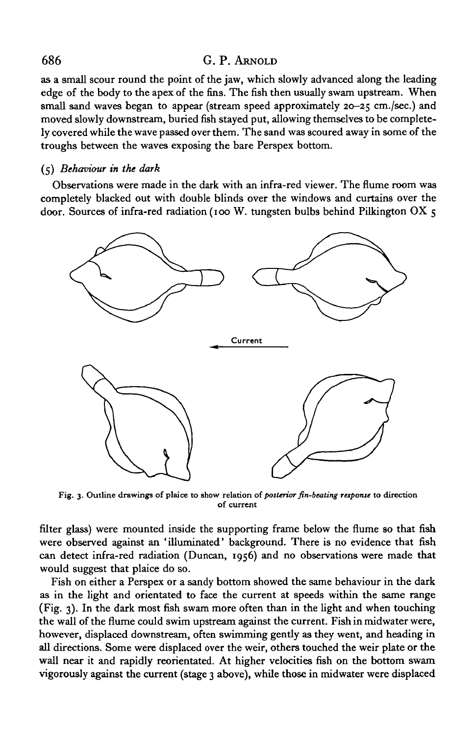as a small scour round the point of the jaw, which slowly advanced along the leading edge of the body to the apex of the fins. The fish then usually swam upstream. When small sand waves began to appear (stream speed approximately 20–25 cm./sec.) and moved slowly downstream, buried fish stayed put, allowing themselves to be completely covered while the wave passed over them. The sand was scoured away in some of the troughs between the waves exposing the bare Perspex bottom.

### (5) *Behaviour in the dark*

Observations were made in the dark with an infra-red viewer. The flume room was completely blacked out with double blinds over the windows and curtains over the door. Sources of infra-red radiation (100 W. tungsten bulbs behind Pilkington OX 5 filter glass) were mounted inside the supporting frame below the flume so that fish were observed against an 'illuminated' background. There is no evidence that fish can detect infra-red radiation (Duncan, 1956) and no observations were made that would suggest that plaice do so.

Fig. 3. Outline drawings of plaice to show relation of *posterior fin-beating response* to direction of current

Fish on either a Perspex or a sandy bottom showed the same behaviour in the dark as in the light and orientated to face the current at speeds within the same range (Fig. 3). In the dark most fish swam more often than in the light and when touching the wall of the flume could swim upstream against the current. Fish in midwater were, however, displaced downstream, often swimming gently as they went, and heading in all directions. Some were displaced over the weir, others touched the weir plate or the wall near it and rapidly reorientated. At higher velocities fish on the bottom swam vigorously against the current (stage 3 above), while those in midwater were displaced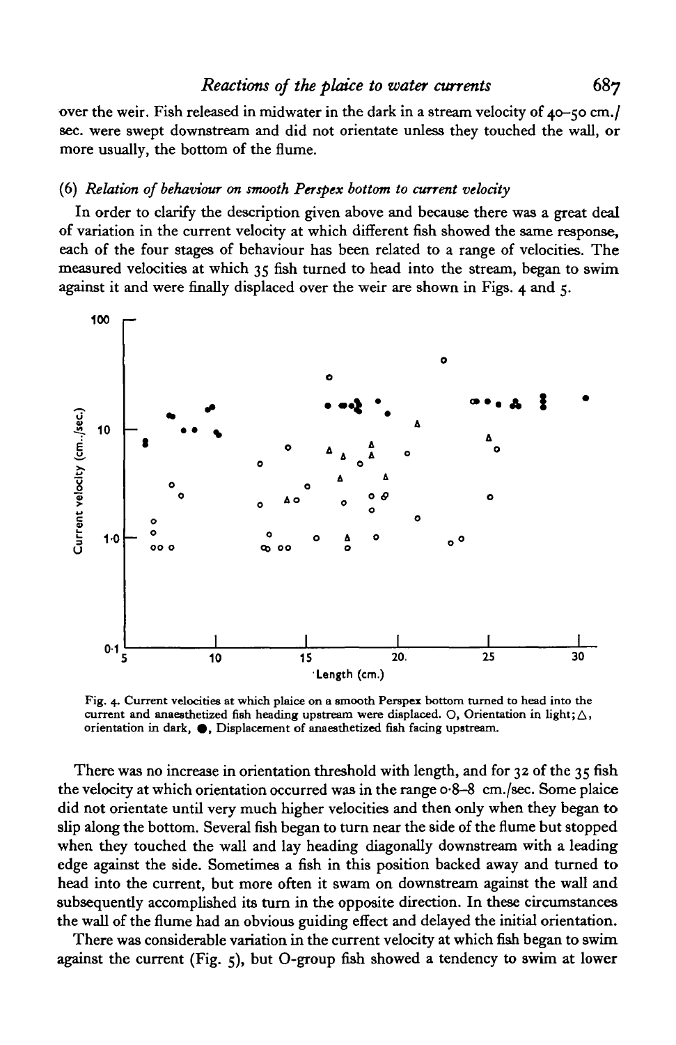over the weir. Fish released in midwater in the dark in a stream velocity of 40–50 cm./sec. were swept downstream and did not orientate unless they touched the wall, or more usually, the bottom of the flume.

### (6) *Relation of behaviour on smooth Perspex bottom to current velocity*

In order to clarify the description given above and because there was a great deal of variation in the current velocity at which different fish showed the same response, each of the four stages of behaviour has been related to a range of velocities. The measured velocities at which 35 fish turned to head into the stream, began to swim against it and were finally displaced over the weir are shown in Figs. 4 and 5.

Fig. 4. Current velocities at which plaice on a smooth Perspex bottom turned to head into the current and anaesthetized fish heading upstream were displaced. ○, Orientation in light; △, orientation in dark, ●, Displacement of anaesthetized fish facing upstream.

There was no increase in orientation threshold with length, and for 32 of the 35 fish the velocity at which orientation occurred was in the range 0·8–8 cm./sec. Some plaice did not orientate until very much higher velocities and then only when they began to slip along the bottom. Several fish began to turn near the side of the flume but stopped when they touched the wall and lay heading diagonally downstream with a leading edge against the side. Sometimes a fish in this position backed away and turned to head into the current, but more often it swam on downstream against the wall and subsequently accomplished its turn in the opposite direction. In these circumstances the wall of the flume had an obvious guiding effect and delayed the initial orientation.

There was considerable variation in the current velocity at which fish began to swim against the current (Fig. 5), but O-group fish showed a tendency to swim at lower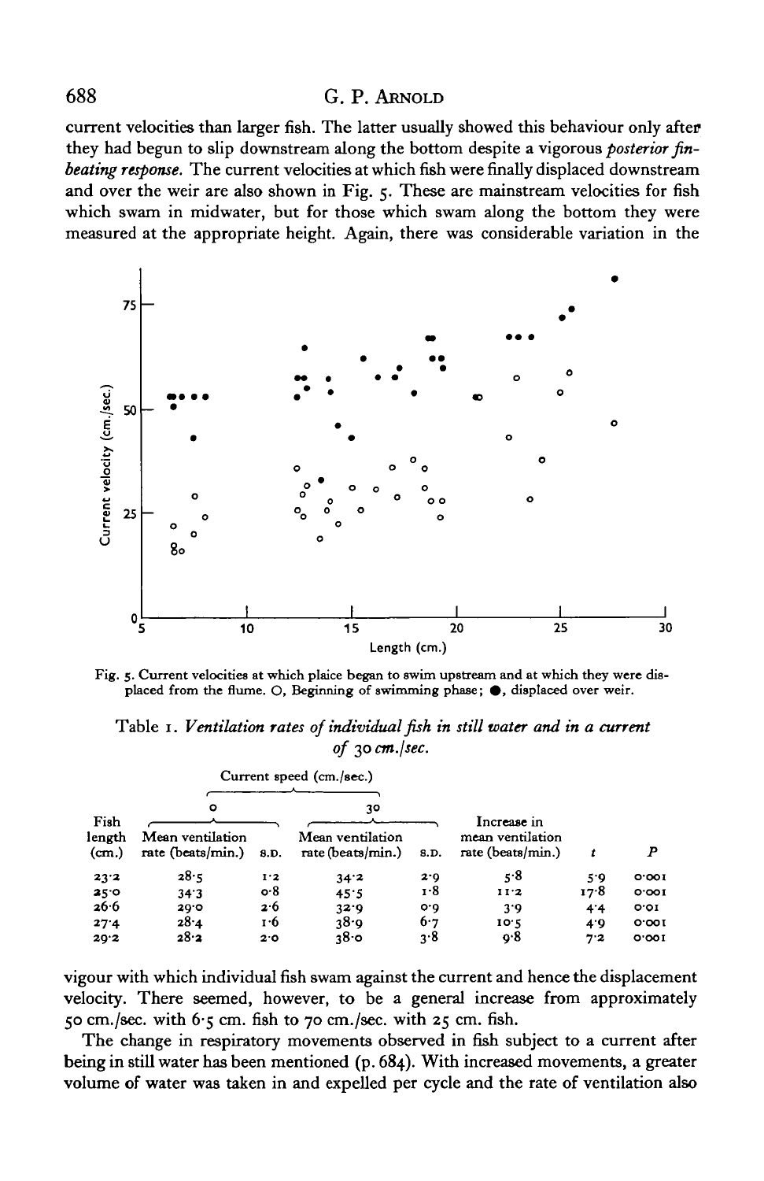current velocities than larger fish. The latter usually showed this behaviour only after they had begun to slip downstream along the bottom despite a vigorous *posterior fin-beating response*. The current velocities at which fish were finally displaced downstream and over the weir are also shown in Fig. 5. These are mainstream velocities for fish which swam in midwater, but for those which swam along the bottom they were measured at the appropriate height. Again, there was considerable variation in the

Fig. 5. Current velocities at which plaice began to swim upstream and at which they were displaced from the flume. ○, Beginning of swimming phase; ●, displaced over weir.

Table 1. *Ventilation rates of individual fish in still water and in a current of 30 cm./sec.*

| Fish length (cm.) | Current speed (cm./sec.) 0: Mean ventilation rate (beats/min.) | S.D. | Current speed (cm./sec.) 30: Mean ventilation rate (beats/min.) | S.D. | Increase in mean ventilation rate (beats/min.) | $t$ | $P$ |
|---|---|---|---|---|---|---|---|
| 23·2 | 28·5 | 1·2 | 34·2 | 2·9 | 5·8 | 5·9 | 0·001 |
| 25·0 | 34·3 | 0·8 | 45·5 | 1·8 | 11·2 | 17·8 | 0·001 |
| 26·6 | 29·0 | 2·6 | 32·9 | 0·9 | 3·9 | 4·4 | 0·01 |
| 27·4 | 28·4 | 1·6 | 38·9 | 6·7 | 10·5 | 4·9 | 0·001 |
| 29·2 | 28·2 | 2·0 | 38·0 | 3·8 | 9·8 | 7·2 | 0·001 |

vigour with which individual fish swam against the current and hence the displacement velocity. There seemed, however, to be a general increase from approximately 50 cm./sec. with 6·5 cm. fish to 70 cm./sec. with 25 cm. fish.

The change in respiratory movements observed in fish subject to a current after being in still water has been mentioned (p. 684). With increased movements, a greater volume of water was taken in and expelled per cycle and the rate of ventilation also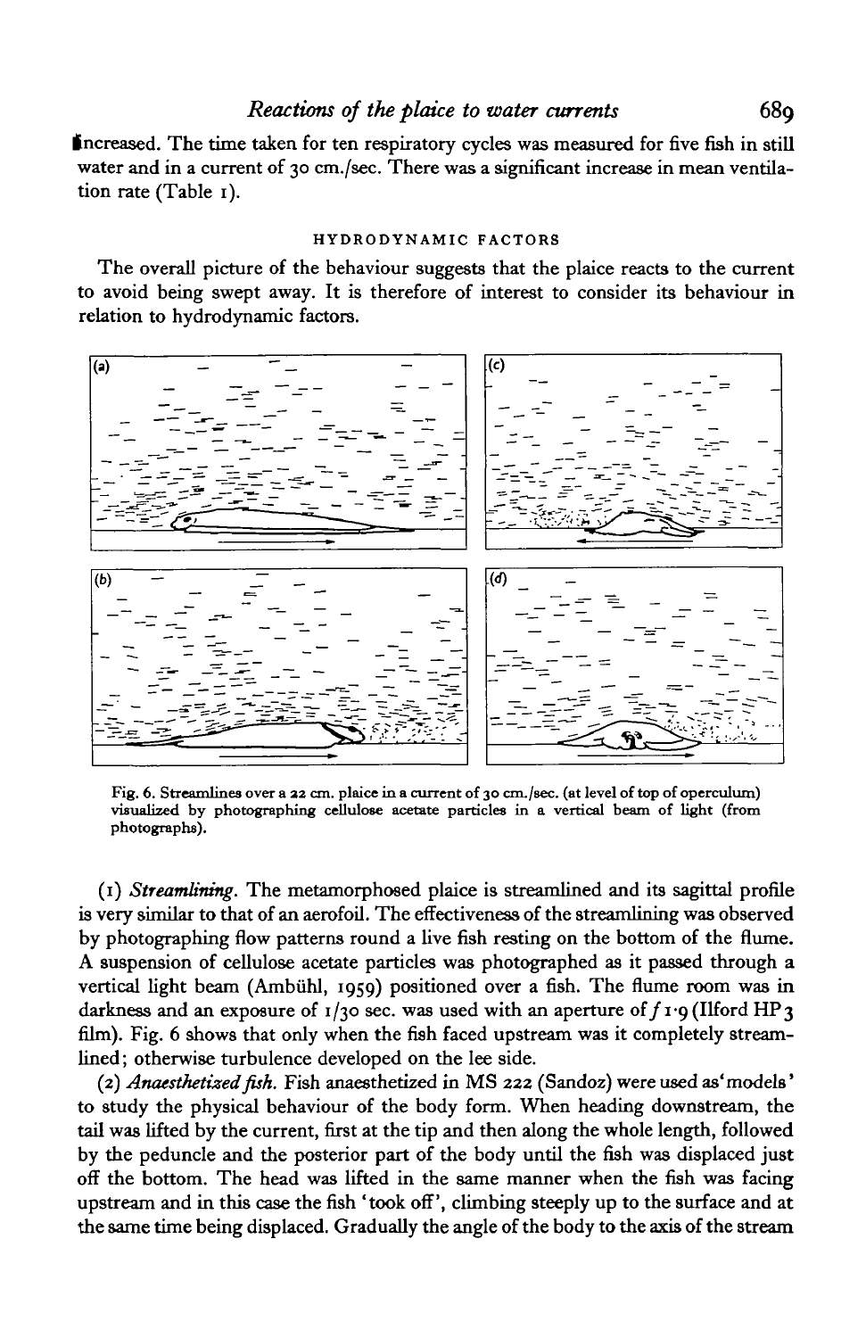increased. The time taken for ten respiratory cycles was measured for five fish in still water and in a current of 30 cm./sec. There was a significant increase in mean ventilation rate (Table 1).

### HYDRODYNAMIC FACTORS

The overall picture of the behaviour suggests that the plaice reacts to the current to avoid being swept away. It is therefore of interest to consider its behaviour in relation to hydrodynamic factors.

Fig. 6. Streamlines over a 22 cm. plaice in a current of 30 cm./sec. (at level of top of operculum) visualized by photographing cellulose acetate particles in a vertical beam of light (from photographs).

(1) *Streamlining*. The metamorphosed plaice is streamlined and its sagittal profile is very similar to that of an aerofoil. The effectiveness of the streamlining was observed by photographing flow patterns round a live fish resting on the bottom of the flume. A suspension of cellulose acetate particles was photographed as it passed through a vertical light beam (Ambühl, 1959) positioned over a fish. The flume room was in darkness and an exposure of 1/30 sec. was used with an aperture of $f$ 1·9 (Ilford HP3 film). Fig. 6 shows that only when the fish faced upstream was it completely streamlined; otherwise turbulence developed on the lee side.

(2) *Anaesthetized fish*. Fish anaesthetized in MS 222 (Sandoz) were used as 'models' to study the physical behaviour of the body form. When heading downstream, the tail was lifted by the current, first at the tip and then along the whole length, followed by the peduncle and the posterior part of the body until the fish was displaced just off the bottom. The head was lifted in the same manner when the fish was facing upstream and in this case the fish 'took off', climbing steeply up to the surface and at the same time being displaced. Gradually the angle of the body to the axis of the stream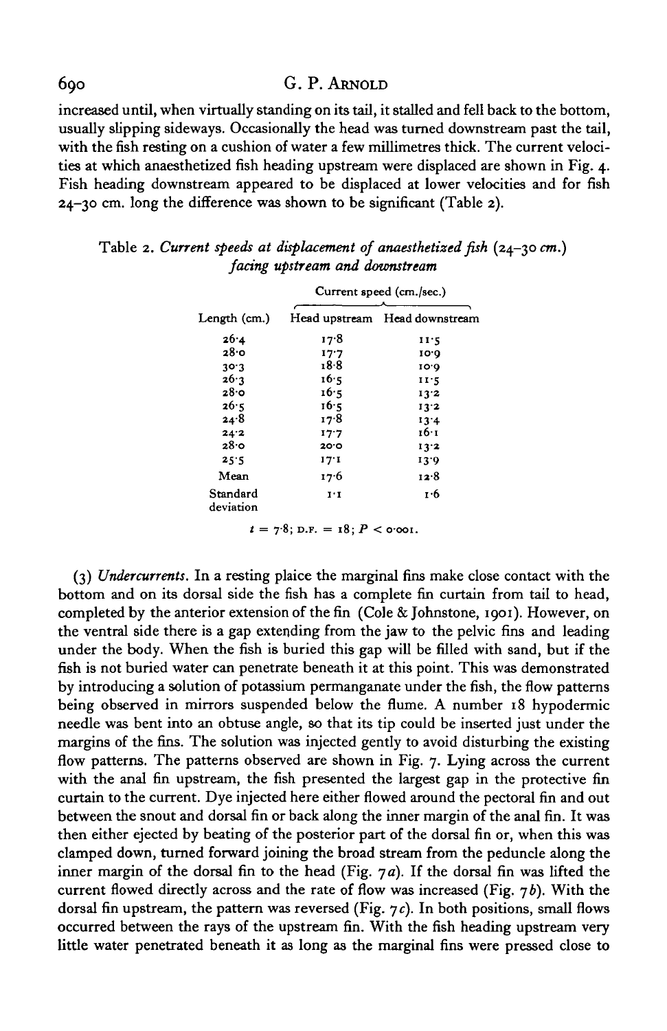increased until, when virtually standing on its tail, it stalled and fell back to the bottom, usually slipping sideways. Occasionally the head was turned downstream past the tail, with the fish resting on a cushion of water a few millimetres thick. The current velocities at which anaesthetized fish heading upstream were displaced are shown in Fig. 4. Fish heading downstream appeared to be displaced at lower velocities and for fish 24–30 cm. long the difference was shown to be significant (Table 2).

Table 2. *Current speeds at displacement of anaesthetized fish (24–30 cm.) facing upstream and downstream*

| | Current speed (cm./sec.) | |
|---|---|---|
| Length (cm.) | Head upstream | Head downstream |
| 26·4 | 17·8 | 11·5 |
| 28·0 | 17·7 | 10·9 |
| 30·3 | 18·8 | 10·9 |
| 26·3 | 16·5 | 11·5 |
| 28·0 | 16·5 | 13·2 |
| 26·5 | 16·5 | 13·2 |
| 24·8 | 17·8 | 13·4 |
| 24·2 | 17·7 | 16·1 |
| 28·0 | 20·0 | 13·2 |
| 25·5 | 17·1 | 13·9 |
| Mean | 17·6 | 12·8 |
| Standard deviation | 1·1 | 1·6 |

$t = 7{\cdot}8$; D.F. $= 18$; $P < 0{\cdot}001$.

(3) *Undercurrents.* In a resting plaice the marginal fins make close contact with the bottom and on its dorsal side the fish has a complete fin curtain from tail to head, completed by the anterior extension of the fin (Cole & Johnstone, 1901). However, on the ventral side there is a gap extending from the jaw to the pelvic fins and leading under the body. When the fish is buried this gap will be filled with sand, but if the fish is not buried water can penetrate beneath it at this point. This was demonstrated by introducing a solution of potassium permanganate under the fish, the flow patterns being observed in mirrors suspended below the flume. A number 18 hypodermic needle was bent into an obtuse angle, so that its tip could be inserted just under the margins of the fins. The solution was injected gently to avoid disturbing the existing flow patterns. The patterns observed are shown in Fig. 7. Lying across the current with the anal fin upstream, the fish presented the largest gap in the protective fin curtain to the current. Dye injected here either flowed around the pectoral fin and out between the snout and dorsal fin or back along the inner margin of the anal fin. It was then either ejected by beating of the posterior part of the dorsal fin or, when this was clamped down, turned forward joining the broad stream from the peduncle along the inner margin of the dorsal fin to the head (Fig. 7*a*). If the dorsal fin was lifted the current flowed directly across and the rate of flow was increased (Fig. 7*b*). With the dorsal fin upstream, the pattern was reversed (Fig. 7*c*). In both positions, small flows occurred between the rays of the upstream fin. With the fish heading upstream very little water penetrated beneath it as long as the marginal fins were pressed close to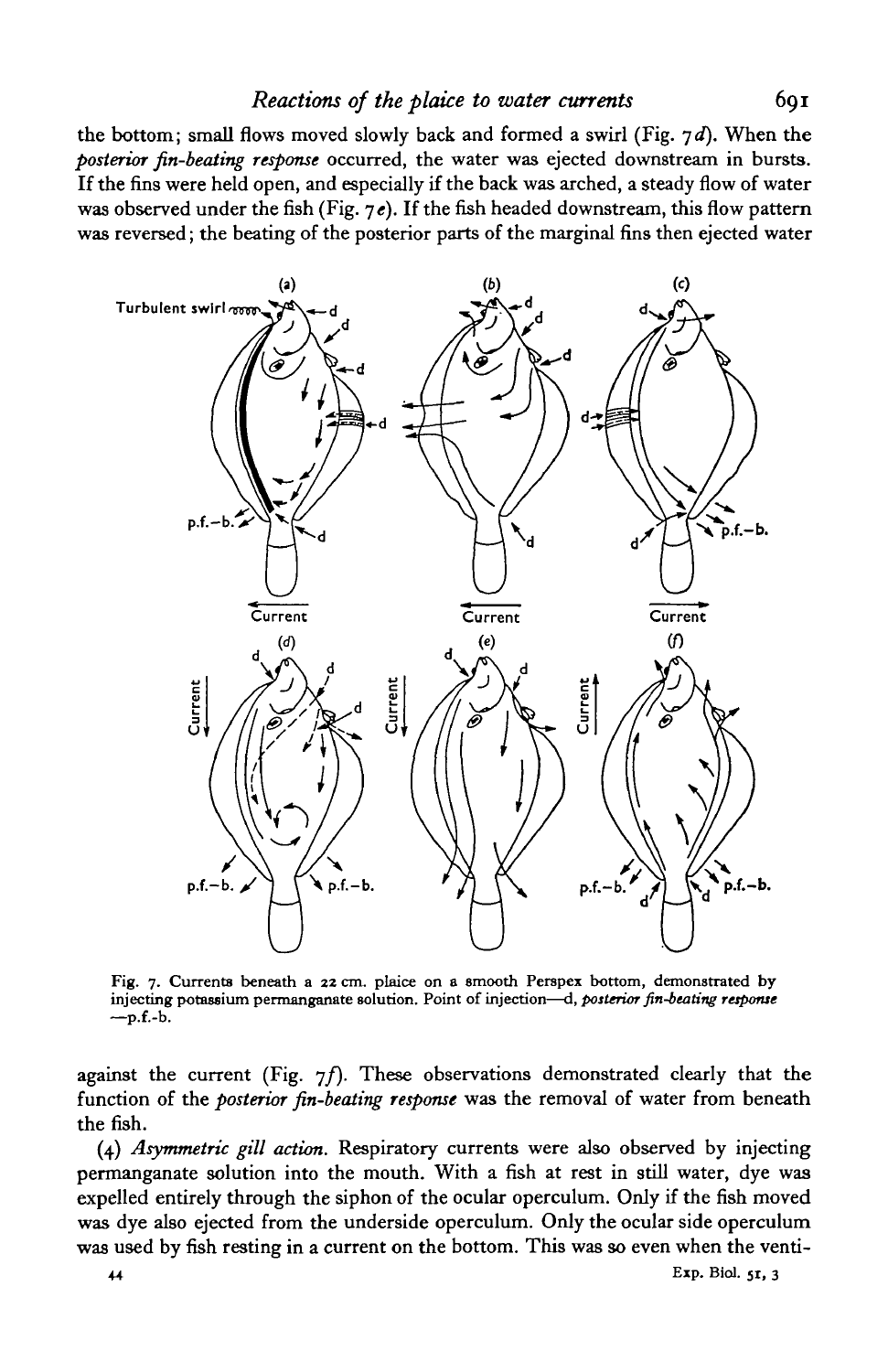the bottom; small flows moved slowly back and formed a swirl (Fig. 7*d*). When the *posterior fin-beating response* occurred, the water was ejected downstream in bursts. If the fins were held open, and especially if the back was arched, a steady flow of water was observed under the fish (Fig. 7*e*). If the fish headed downstream, this flow pattern was reversed; the beating of the posterior parts of the marginal fins then ejected water

Fig. 7. Currents beneath a 22 cm. plaice on a smooth Perspex bottom, demonstrated by injecting potassium permanganate solution. Point of injection—d, *posterior fin-beating response* —p.f.-b.

against the current (Fig. 7*f*). These observations demonstrated clearly that the function of the *posterior fin-beating response* was the removal of water from beneath the fish.

(4) *Asymmetric gill action.* Respiratory currents were also observed by injecting permanganate solution into the mouth. With a fish at rest in still water, dye was expelled entirely through the siphon of the ocular operculum. Only if the fish moved was dye also ejected from the underside operculum. Only the ocular side operculum was used by fish resting in a current on the bottom. This was so even when the venti-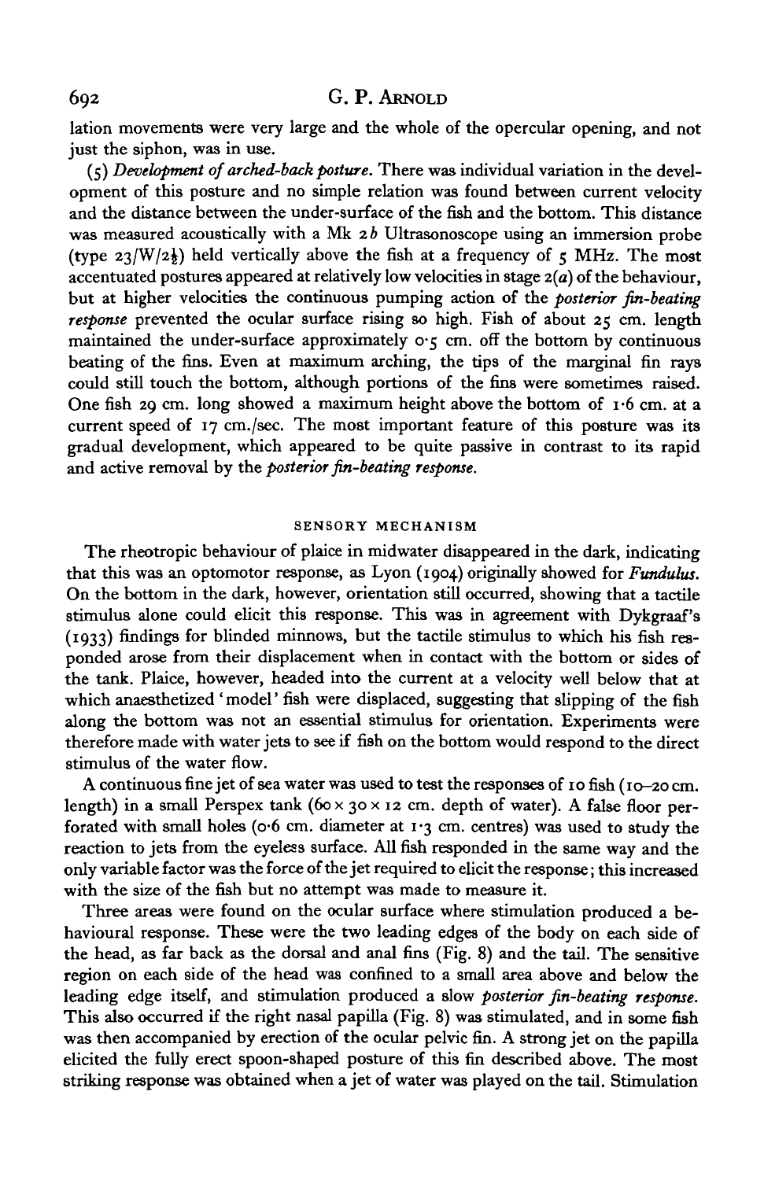lation movements were very large and the whole of the opercular opening, and not just the siphon, was in use.

(5) *Development of arched-back posture.* There was individual variation in the development of this posture and no simple relation was found between current velocity and the distance between the under-surface of the fish and the bottom. This distance was measured acoustically with a Mk 2*b* Ultrasonoscope using an immersion probe (type 23/W/2½) held vertically above the fish at a frequency of 5 MHz. The most accentuated postures appeared at relatively low velocities in stage 2(*a*) of the behaviour, but at higher velocities the continuous pumping action of the *posterior fin-beating response* prevented the ocular surface rising so high. Fish of about 25 cm. length maintained the under-surface approximately 0·5 cm. off the bottom by continuous beating of the fins. Even at maximum arching, the tips of the marginal fin rays could still touch the bottom, although portions of the fins were sometimes raised. One fish 29 cm. long showed a maximum height above the bottom of 1·6 cm. at a current speed of 17 cm./sec. The most important feature of this posture was its gradual development, which appeared to be quite passive in contrast to its rapid and active removal by the *posterior fin-beating response.*

## SENSORY MECHANISM

The rheotropic behaviour of plaice in midwater disappeared in the dark, indicating that this was an optomotor response, as Lyon (1904) originally showed for *Fundulus*. On the bottom in the dark, however, orientation still occurred, showing that a tactile stimulus alone could elicit this response. This was in agreement with Dykgraaf's (1933) findings for blinded minnows, but the tactile stimulus to which his fish responded arose from their displacement when in contact with the bottom or sides of the tank. Plaice, however, headed into the current at a velocity well below that at which anaesthetized 'model' fish were displaced, suggesting that slipping of the fish along the bottom was not an essential stimulus for orientation. Experiments were therefore made with water jets to see if fish on the bottom would respond to the direct stimulus of the water flow.

A continuous fine jet of sea water was used to test the responses of 10 fish (10–20 cm. length) in a small Perspex tank (60 × 30 × 12 cm. depth of water). A false floor perforated with small holes (0·6 cm. diameter at 1·3 cm. centres) was used to study the reaction to jets from the eyeless surface. All fish responded in the same way and the only variable factor was the force of the jet required to elicit the response; this increased with the size of the fish but no attempt was made to measure it.

Three areas were found on the ocular surface where stimulation produced a behavioural response. These were the two leading edges of the body on each side of the head, as far back as the dorsal and anal fins (Fig. 8) and the tail. The sensitive region on each side of the head was confined to a small area above and below the leading edge itself, and stimulation produced a slow *posterior fin-beating response.* This also occurred if the right nasal papilla (Fig. 8) was stimulated, and in some fish was then accompanied by erection of the ocular pelvic fin. A strong jet on the papilla elicited the fully erect spoon-shaped posture of this fin described above. The most striking response was obtained when a jet of water was played on the tail. Stimulation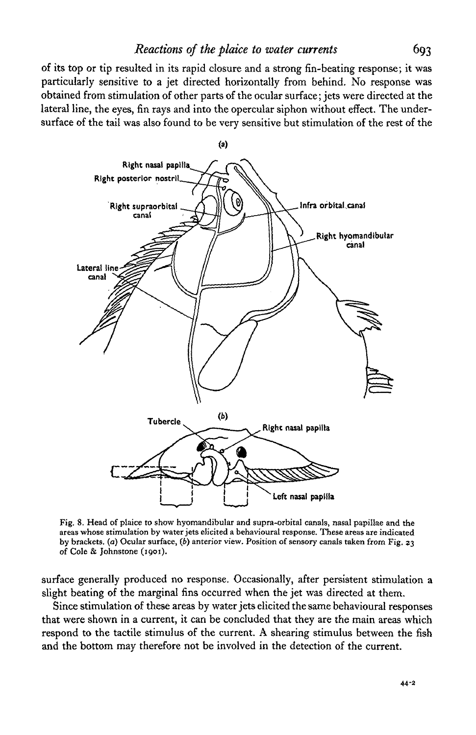of its top or tip resulted in its rapid closure and a strong fin-beating response; it was particularly sensitive to a jet directed horizontally from behind. No response was obtained from stimulation of other parts of the ocular surface; jets were directed at the lateral line, the eyes, fin rays and into the opercular siphon without effect. The under-surface of the tail was also found to be very sensitive but stimulation of the rest of the

Fig. 8. Head of plaice to show hyomandibular and supra-orbital canals, nasal papillae and the areas whose stimulation by water jets elicited a behavioural response. These areas are indicated by brackets. (*a*) Ocular surface, (*b*) anterior view. Position of sensory canals taken from Fig. 23 of Cole & Johnstone (1901).

surface generally produced no response. Occasionally, after persistent stimulation a slight beating of the marginal fins occurred when the jet was directed at them.

Since stimulation of these areas by water jets elicited the same behavioural responses that were shown in a current, it can be concluded that they are the main areas which respond to the tactile stimulus of the current. A shearing stimulus between the fish and the bottom may therefore not be involved in the detection of the current.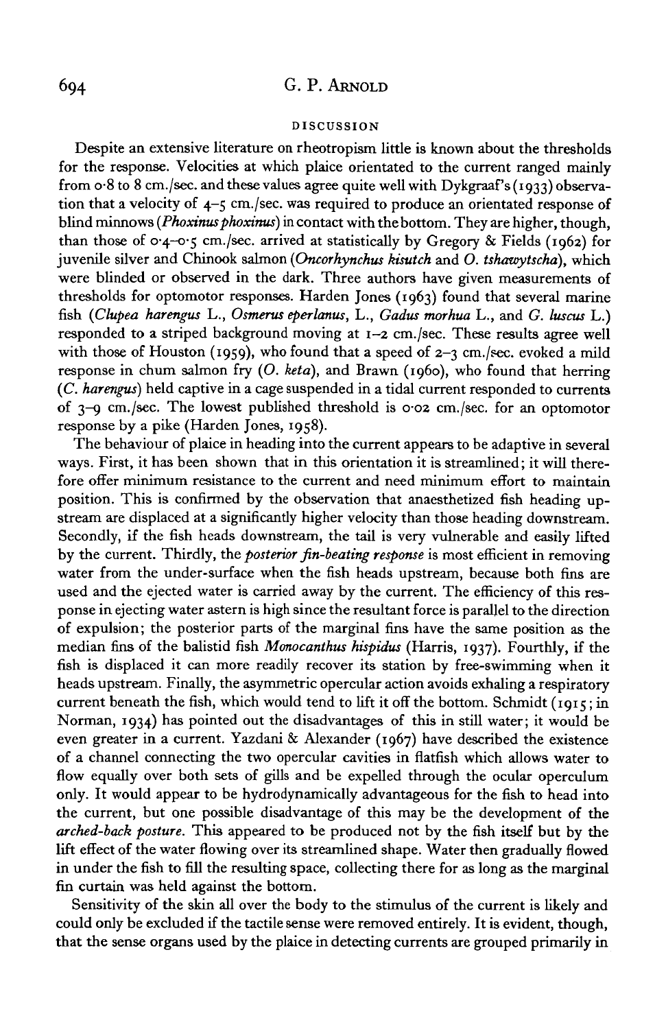## DISCUSSION

Despite an extensive literature on rheotropism little is known about the thresholds for the response. Velocities at which plaice orientated to the current ranged mainly from 0·8 to 8 cm./sec. and these values agree quite well with Dykgraaf's (1933) observation that a velocity of 4–5 cm./sec. was required to produce an orientated response of blind minnows (*Phoxinus phoxinus*) in contact with the bottom. They are higher, though, than those of 0·4–0·5 cm./sec. arrived at statistically by Gregory & Fields (1962) for juvenile silver and Chinook salmon (*Oncorhynchus kisutch* and *O. tshawytscha*), which were blinded or observed in the dark. Three authors have given measurements of thresholds for optomotor responses. Harden Jones (1963) found that several marine fish (*Clupea harengus* L., *Osmerus eperlanus*, L., *Gadus morhua* L., and *G. luscus* L.) responded to a striped background moving at 1–2 cm./sec. These results agree well with those of Houston (1959), who found that a speed of 2–3 cm./sec. evoked a mild response in chum salmon fry (*O. keta*), and Brawn (1960), who found that herring (*C. harengus*) held captive in a cage suspended in a tidal current responded to currents of 3–9 cm./sec. The lowest published threshold is 0·02 cm./sec. for an optomotor response by a pike (Harden Jones, 1958).

The behaviour of plaice in heading into the current appears to be adaptive in several ways. First, it has been shown that in this orientation it is streamlined; it will therefore offer minimum resistance to the current and need minimum effort to maintain position. This is confirmed by the observation that anaesthetized fish heading upstream are displaced at a significantly higher velocity than those heading downstream. Secondly, if the fish heads downstream, the tail is very vulnerable and easily lifted by the current. Thirdly, the *posterior fin-beating response* is most efficient in removing water from the under-surface when the fish heads upstream, because both fins are used and the ejected water is carried away by the current. The efficiency of this response in ejecting water astern is high since the resultant force is parallel to the direction of expulsion; the posterior parts of the marginal fins have the same position as the median fins of the balistid fish *Monocanthus hispidus* (Harris, 1937). Fourthly, if the fish is displaced it can more readily recover its station by free-swimming when it heads upstream. Finally, the asymmetric opercular action avoids exhaling a respiratory current beneath the fish, which would tend to lift it off the bottom. Schmidt (1915; in Norman, 1934) has pointed out the disadvantages of this in still water; it would be even greater in a current. Yazdani & Alexander (1967) have described the existence of a channel connecting the two opercular cavities in flatfish which allows water to flow equally over both sets of gills and be expelled through the ocular operculum only. It would appear to be hydrodynamically advantageous for the fish to head into the current, but one possible disadvantage of this may be the development of the *arched-back posture*. This appeared to be produced not by the fish itself but by the lift effect of the water flowing over its streamlined shape. Water then gradually flowed in under the fish to fill the resulting space, collecting there for as long as the marginal fin curtain was held against the bottom.

Sensitivity of the skin all over the body to the stimulus of the current is likely and could only be excluded if the tactile sense were removed entirely. It is evident, though, that the sense organs used by the plaice in detecting currents are grouped primarily in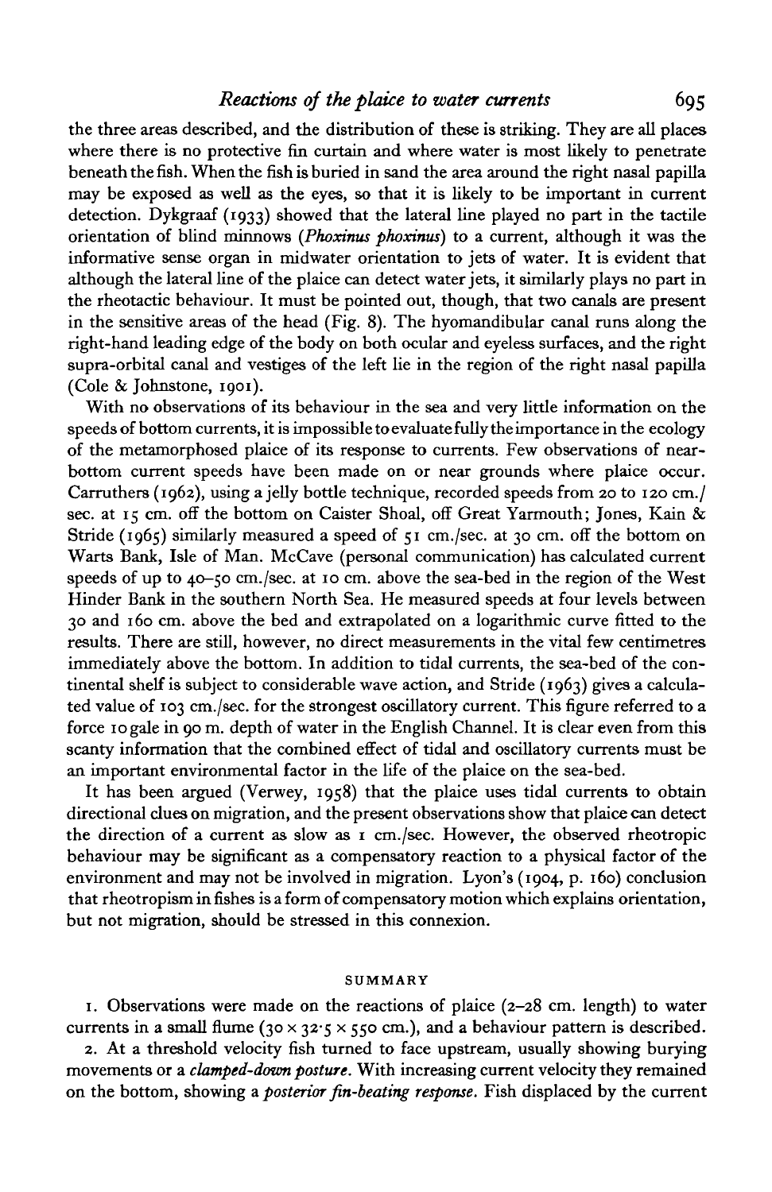the three areas described, and the distribution of these is striking. They are all places where there is no protective fin curtain and where water is most likely to penetrate beneath the fish. When the fish is buried in sand the area around the right nasal papilla may be exposed as well as the eyes, so that it is likely to be important in current detection. Dykgraaf (1933) showed that the lateral line played no part in the tactile orientation of blind minnows (*Phoxinus phoxinus*) to a current, although it was the informative sense organ in midwater orientation to jets of water. It is evident that although the lateral line of the plaice can detect water jets, it similarly plays no part in the rheotactic behaviour. It must be pointed out, though, that two canals are present in the sensitive areas of the head (Fig. 8). The hyomandibular canal runs along the right-hand leading edge of the body on both ocular and eyeless surfaces, and the right supra-orbital canal and vestiges of the left lie in the region of the right nasal papilla (Cole & Johnstone, 1901).

With no observations of its behaviour in the sea and very little information on the speeds of bottom currents, it is impossible to evaluate fully the importance in the ecology of the metamorphosed plaice of its response to currents. Few observations of near-bottom current speeds have been made on or near grounds where plaice occur. Carruthers (1962), using a jelly bottle technique, recorded speeds from 20 to 120 cm./sec. at 15 cm. off the bottom on Caister Shoal, off Great Yarmouth; Jones, Kain & Stride (1965) similarly measured a speed of 51 cm./sec. at 30 cm. off the bottom on Warts Bank, Isle of Man. McCave (personal communication) has calculated current speeds of up to 40–50 cm./sec. at 10 cm. above the sea-bed in the region of the West Hinder Bank in the southern North Sea. He measured speeds at four levels between 30 and 160 cm. above the bed and extrapolated on a logarithmic curve fitted to the results. There are still, however, no direct measurements in the vital few centimetres immediately above the bottom. In addition to tidal currents, the sea-bed of the continental shelf is subject to considerable wave action, and Stride (1963) gives a calculated value of 103 cm./sec. for the strongest oscillatory current. This figure referred to a force 10 gale in 90 m. depth of water in the English Channel. It is clear even from this scanty information that the combined effect of tidal and oscillatory currents must be an important environmental factor in the life of the plaice on the sea-bed.

It has been argued (Verwey, 1958) that the plaice uses tidal currents to obtain directional clues on migration, and the present observations show that plaice can detect the direction of a current as slow as 1 cm./sec. However, the observed rheotropic behaviour may be significant as a compensatory reaction to a physical factor of the environment and may not be involved in migration. Lyon's (1904, p. 160) conclusion that rheotropism in fishes is a form of compensatory motion which explains orientation, but not migration, should be stressed in this connexion.

## SUMMARY

1. Observations were made on the reactions of plaice (2–28 cm. length) to water currents in a small flume (30 × 32·5 × 550 cm.), and a behaviour pattern is described.

2. At a threshold velocity fish turned to face upstream, usually showing burying movements or a *clamped-down posture*. With increasing current velocity they remained on the bottom, showing a *posterior fin-beating response*. Fish displaced by the current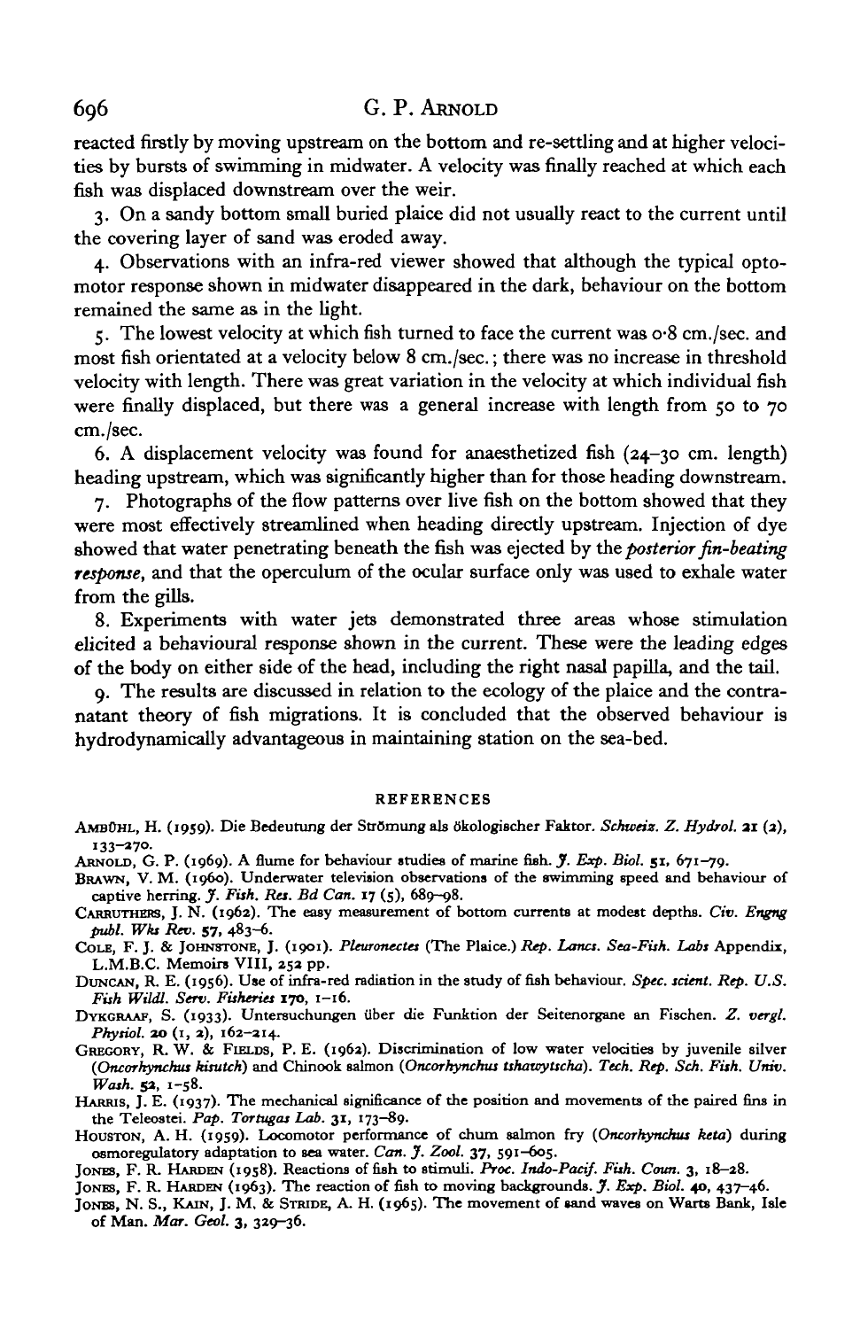reacted firstly by moving upstream on the bottom and re-settling and at higher velocities by bursts of swimming in midwater. A velocity was finally reached at which each fish was displaced downstream over the weir.

3. On a sandy bottom small buried plaice did not usually react to the current until the covering layer of sand was eroded away.

4. Observations with an infra-red viewer showed that although the typical optomotor response shown in midwater disappeared in the dark, behaviour on the bottom remained the same as in the light.

5. The lowest velocity at which fish turned to face the current was 0·8 cm./sec. and most fish orientated at a velocity below 8 cm./sec.; there was no increase in threshold velocity with length. There was great variation in the velocity at which individual fish were finally displaced, but there was a general increase with length from 50 to 70 cm./sec.

6. A displacement velocity was found for anaesthetized fish (24–30 cm. length) heading upstream, which was significantly higher than for those heading downstream.

7. Photographs of the flow patterns over live fish on the bottom showed that they were most effectively streamlined when heading directly upstream. Injection of dye showed that water penetrating beneath the fish was ejected by the *posterior fin-beating response*, and that the operculum of the ocular surface only was used to exhale water from the gills.

8. Experiments with water jets demonstrated three areas whose stimulation elicited a behavioural response shown in the current. These were the leading edges of the body on either side of the head, including the right nasal papilla, and the tail.

9. The results are discussed in relation to the ecology of the plaice and the contranatant theory of fish migrations. It is concluded that the observed behaviour is hydrodynamically advantageous in maintaining station on the sea-bed.

## REFERENCES

AMBÜHL, H. (1959). Die Bedeutung der Strömung als ökologischer Faktor. *Schweiz. Z. Hydrol.* **21** (2), 133–270.

ARNOLD, G. P. (1969). A flume for behaviour studies of marine fish. *J. Exp. Biol.* **51**, 671–79.

BRAWN, V. M. (1960). Underwater television observations of the swimming speed and behaviour of captive herring. *J. Fish. Res. Bd Can.* **17** (5), 689–98.

CARRUTHERS, J. N. (1962). The easy measurement of bottom currents at modest depths. *Civ. Engng publ. Wks Rev.* **57**, 483–6.

COLE, F. J. & JOHNSTONE, J. (1901). *Pleuronectes* (The Plaice.) *Rep. Lancs. Sea-Fish. Labs* Appendix, L.M.B.C. Memoirs VIII, 252 pp.

DUNCAN, R. E. (1956). Use of infra-red radiation in the study of fish behaviour. *Spec. scient. Rep. U.S. Fish Wildl. Serv. Fisheries* **170**, 1–16.

DYKGRAAF, S. (1933). Untersuchungen über die Funktion der Seitenorgane an Fischen. *Z. vergl. Physiol.* **20** (1, 2), 162–214.

GREGORY, R. W. & FIELDS, P. E. (1962). Discrimination of low water velocities by juvenile silver (*Oncorhynchus kisutch*) and Chinook salmon (*Oncorhynchus tshawytscha*). *Tech. Rep. Sch. Fish. Univ. Wash.* **52**, 1–58.

HARRIS, J. E. (1937). The mechanical significance of the position and movements of the paired fins in the Teleostei. *Pap. Tortugas Lab.* **31**, 173–89.

HOUSTON, A. H. (1959). Locomotor performance of chum salmon fry (*Oncorhynchus keta*) during osmoregulatory adaptation to sea water. *Can. J. Zool.* **37**, 591–605.

JONES, F. R. HARDEN (1958). Reactions of fish to stimuli. *Proc. Indo-Pacif. Fish. Coun.* **3**, 18–28.

JONES, F. R. HARDEN (1963). The reaction of fish to moving backgrounds. *J. Exp. Biol.* **40**, 437–46.

JONES, N. S., KAIN, J. M. & STRIDE, A. H. (1965). The movement of sand waves on Warts Bank, Isle of Man. *Mar. Geol.* **3**, 329–36.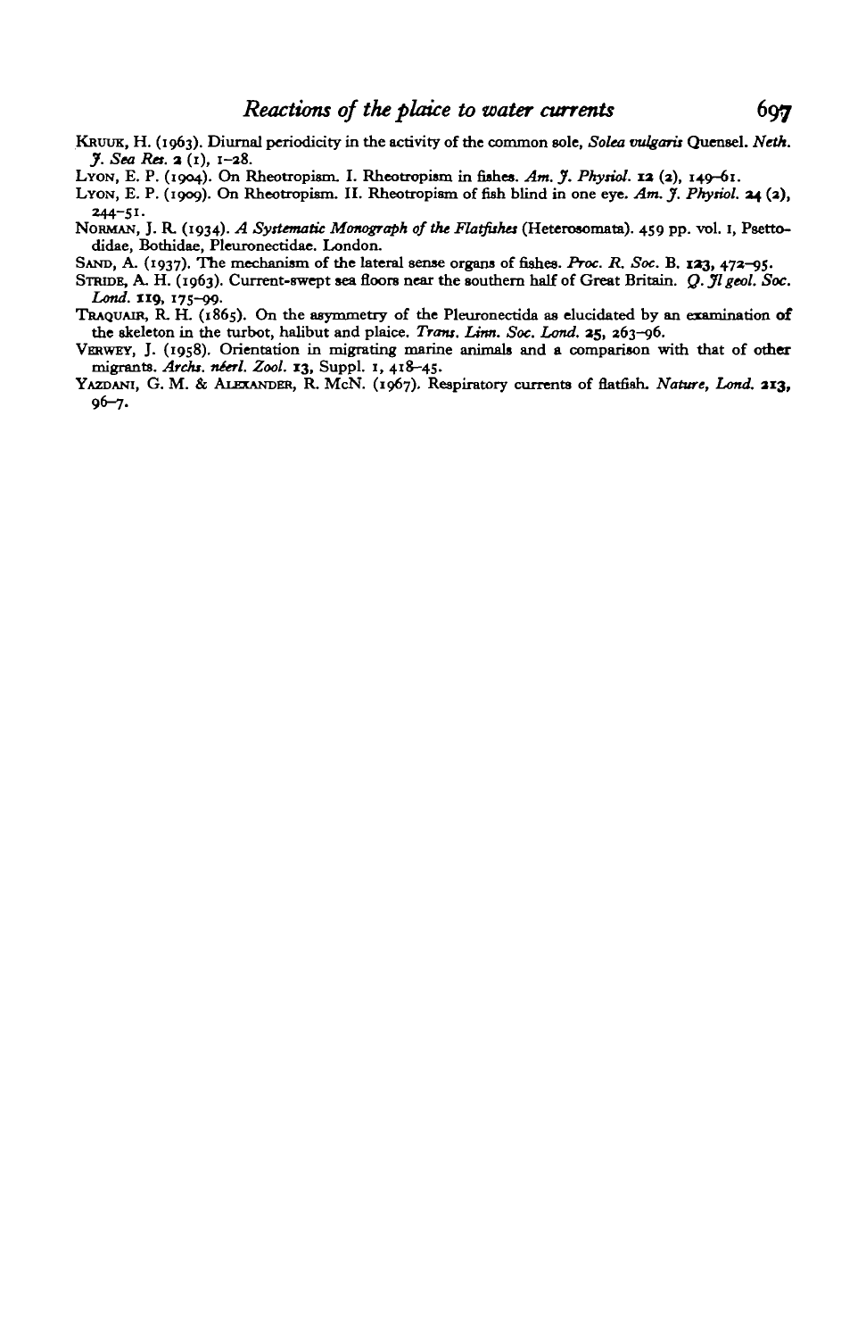Kruuk, H. (1963). Diurnal periodicity in the activity of the common sole, *Solea vulgaris* Quensel. *Neth. J. Sea Res.* **2** (1), 1–28.

Lyon, E. P. (1904). On Rheotropism. I. Rheotropism in fishes. *Am. J. Physiol.* **12** (2), 149–61.

Lyon, E. P. (1909). On Rheotropism. II. Rheotropism of fish blind in one eye. *Am. J. Physiol.* **24** (2), 244–51.

Norman, J. R. (1934). *A Systematic Monograph of the Flatfishes* (Heterosomata). 459 pp. vol. 1, Psettodidae, Bothidae, Pleuronectidae. London.

Sand, A. (1937). The mechanism of the lateral sense organs of fishes. *Proc. R. Soc.* B. **123**, 472–95.

Stride, A. H. (1963). Current-swept sea floors near the southern half of Great Britain. *Q. Jl geol. Soc. Lond.* **119**, 175–99.

Traquair, R. H. (1865). On the asymmetry of the Pleuronectida as elucidated by an examination of the skeleton in the turbot, halibut and plaice. *Trans. Linn. Soc. Lond.* **25**, 263–96.

Verwey, J. (1958). Orientation in migrating marine animals and a comparison with that of other migrants. *Archs. néerl. Zool.* **13**, Suppl. 1, 418–45.

Yazdani, G. M. & Alexander, R. McN. (1967). Respiratory currents of flatfish. *Nature, Lond.* **213**, 96–7.